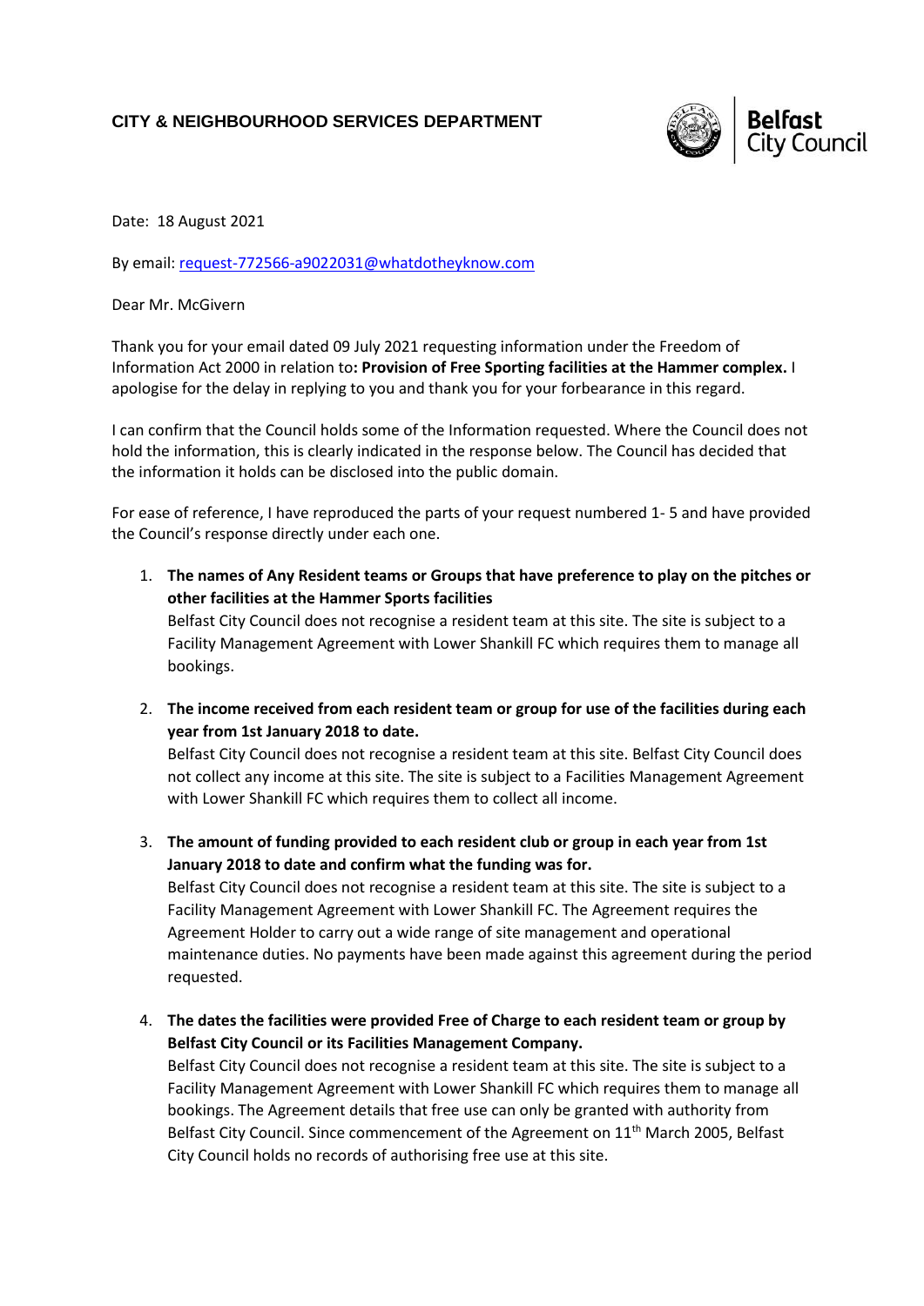**CITY & NEIGHBOURHOOD SERVICES DEPARTMENT**

Belfast City Council

Date: 18 August 2021

By email: request-772566-a9022031@whatdotheyknow.com

Dear Mr. McGivern

Thank you for your email dated 09 July 2021 requesting information under the Freedom of Information Act 2000 in relation to**: Provision of Free Sporting facilities at the Hammer complex.** I apologise for the delay in replying to you and thank you for your forbearance in this regard.

I can confirm that the Council holds some of the Information requested. Where the Council does not hold the information, this is clearly indicated in the response below. The Council has decided that the information it holds can be disclosed into the public domain.

For ease of reference, I have reproduced the parts of your request numbered 1- 5 and have provided the Council's response directly under each one.

1. **The names of Any Resident teams or Groups that have preference to play on the pitches or other facilities at the Hammer Sports facilities**
   Belfast City Council does not recognise a resident team at this site. The site is subject to a Facility Management Agreement with Lower Shankill FC which requires them to manage all bookings.

2. **The income received from each resident team or group for use of the facilities during each year from 1st January 2018 to date.**
   Belfast City Council does not recognise a resident team at this site. Belfast City Council does not collect any income at this site. The site is subject to a Facilities Management Agreement with Lower Shankill FC which requires them to collect all income.

3. **The amount of funding provided to each resident club or group in each year from 1st January 2018 to date and confirm what the funding was for.**
   Belfast City Council does not recognise a resident team at this site. The site is subject to a Facility Management Agreement with Lower Shankill FC. The Agreement requires the Agreement Holder to carry out a wide range of site management and operational maintenance duties. No payments have been made against this agreement during the period requested.

4. **The dates the facilities were provided Free of Charge to each resident team or group by Belfast City Council or its Facilities Management Company.**
   Belfast City Council does not recognise a resident team at this site. The site is subject to a Facility Management Agreement with Lower Shankill FC which requires them to manage all bookings. The Agreement details that free use can only be granted with authority from Belfast City Council. Since commencement of the Agreement on 11th March 2005, Belfast City Council holds no records of authorising free use at this site.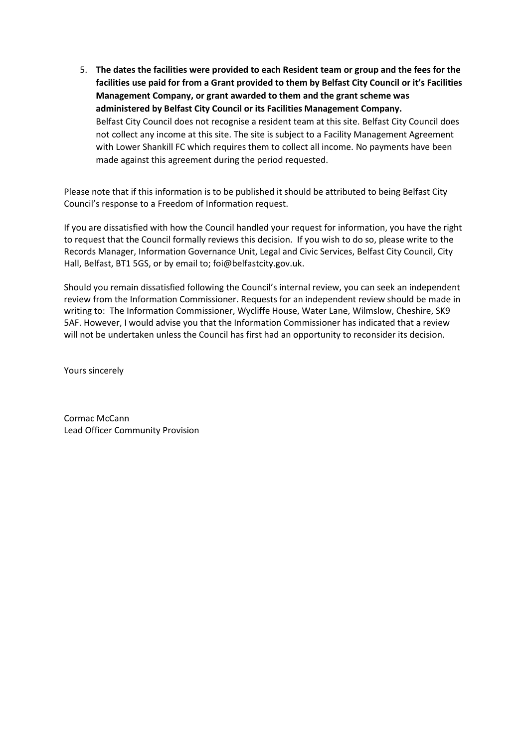5. **The dates the facilities were provided to each Resident team or group and the fees for the facilities use paid for from a Grant provided to them by Belfast City Council or it's Facilities Management Company, or grant awarded to them and the grant scheme was administered by Belfast City Council or its Facilities Management Company.**
   Belfast City Council does not recognise a resident team at this site. Belfast City Council does not collect any income at this site. The site is subject to a Facility Management Agreement with Lower Shankill FC which requires them to collect all income. No payments have been made against this agreement during the period requested.

Please note that if this information is to be published it should be attributed to being Belfast City Council's response to a Freedom of Information request.

If you are dissatisfied with how the Council handled your request for information, you have the right to request that the Council formally reviews this decision. If you wish to do so, please write to the Records Manager, Information Governance Unit, Legal and Civic Services, Belfast City Council, City Hall, Belfast, BT1 5GS, or by email to; foi@belfastcity.gov.uk.

Should you remain dissatisfied following the Council's internal review, you can seek an independent review from the Information Commissioner. Requests for an independent review should be made in writing to: The Information Commissioner, Wycliffe House, Water Lane, Wilmslow, Cheshire, SK9 5AF. However, I would advise you that the Information Commissioner has indicated that a review will not be undertaken unless the Council has first had an opportunity to reconsider its decision.

Yours sincerely

Cormac McCann
Lead Officer Community Provision